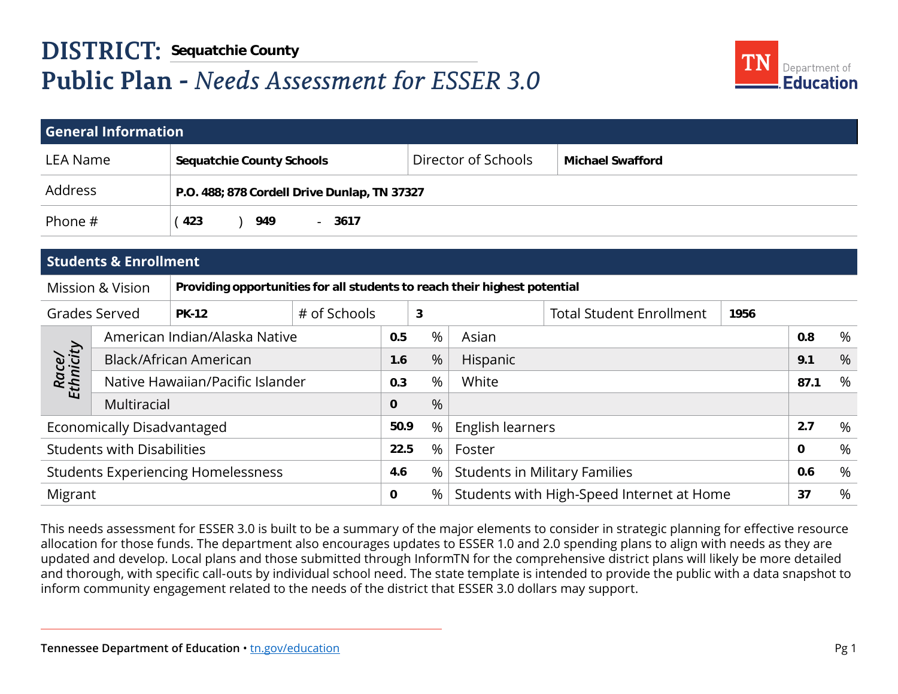# DISTRICT: Sequatchie County

## Public Plan - *Needs Assessment for ESSER 3.0*

TN Department of Education

### General Information

| LEA Name | **Sequatchie County Schools** | Director of Schools | **Michael Swafford** |
|---|---|---|---|
| Address | **P.O. 488; 878 Cordell Drive Dunlap, TN 37327** | | |
| Phone # | ( **423** ) **949** - **3617** | | |

### Students & Enrollment

| Mission & Vision | **Providing opportunities for all students to reach their highest potential** | | | | |
|---|---|---|---|---|---|
| Grades Served | **PK-12** | # of Schools | **3** | Total Student Enrollment | **1956** |

| | | | | | | |
|---|---|---|---|---|---|---|
| *Race/Ethnicity* | American Indian/Alaska Native | **0.5** | % | Asian | **0.8** | % |
| | Black/African American | **1.6** | % | Hispanic | **9.1** | % |
| | Native Hawaiian/Pacific Islander | **0.3** | % | White | **87.1** | % |
| | Multiracial | **0** | % | | | |
| Economically Disadvantaged | | **50.9** | % | English learners | **2.7** | % |
| Students with Disabilities | | **22.5** | % | Foster | **0** | % |
| Students Experiencing Homelessness | | **4.6** | % | Students in Military Families | **0.6** | % |
| Migrant | | **0** | % | Students with High-Speed Internet at Home | **37** | % |

This needs assessment for ESSER 3.0 is built to be a summary of the major elements to consider in strategic planning for effective resource allocation for those funds. The department also encourages updates to ESSER 1.0 and 2.0 spending plans to align with needs as they are updated and develop. Local plans and those submitted through InformTN for the comprehensive district plans will likely be more detailed and thorough, with specific call-outs by individual school need. The state template is intended to provide the public with a data snapshot to inform community engagement related to the needs of the district that ESSER 3.0 dollars may support.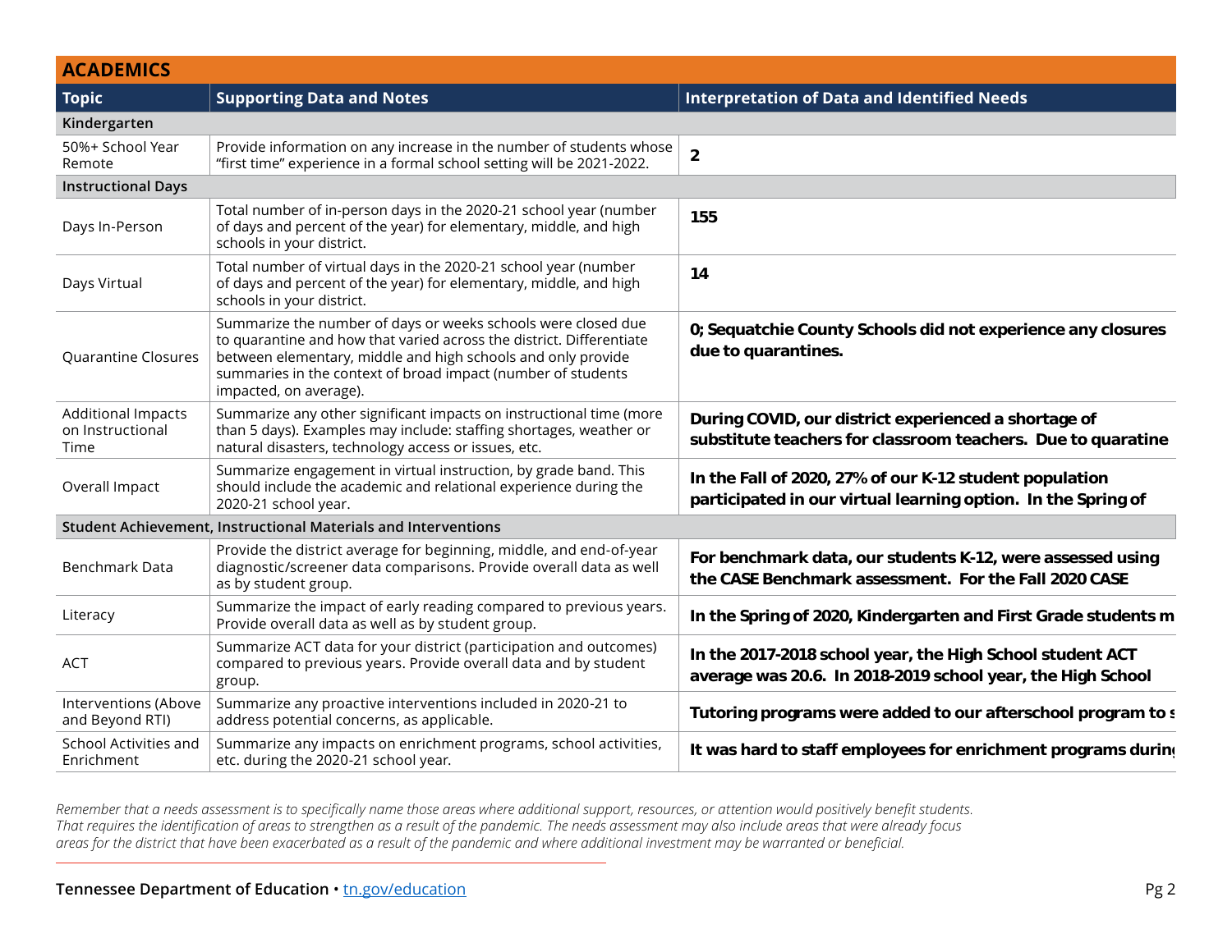| ACADEMICS | | |
|---|---|---|
| **Topic** | **Supporting Data and Notes** | **Interpretation of Data and Identified Needs** |
| **Kindergarten** | | |
| 50%+ School Year Remote | Provide information on any increase in the number of students whose "first time" experience in a formal school setting will be 2021-2022. | **2** |
| **Instructional Days** | | |
| Days In-Person | Total number of in-person days in the 2020-21 school year (number of days and percent of the year) for elementary, middle, and high schools in your district. | **155** |
| Days Virtual | Total number of virtual days in the 2020-21 school year (number of days and percent of the year) for elementary, middle, and high schools in your district. | **14** |
| Quarantine Closures | Summarize the number of days or weeks schools were closed due to quarantine and how that varied across the district. Differentiate between elementary, middle and high schools and only provide summaries in the context of broad impact (number of students impacted, on average). | **0; Sequatchie County Schools did not experience any closures due to quarantines.** |
| Additional Impacts on Instructional Time | Summarize any other significant impacts on instructional time (more than 5 days). Examples may include: staffing shortages, weather or natural disasters, technology access or issues, etc. | **During COVID, our district experienced a shortage of substitute teachers for classroom teachers. Due to quaratine** |
| Overall Impact | Summarize engagement in virtual instruction, by grade band. This should include the academic and relational experience during the 2020-21 school year. | **In the Fall of 2020, 27% of our K-12 student population participated in our virtual learning option. In the Spring of** |
| **Student Achievement, Instructional Materials and Interventions** | | |
| Benchmark Data | Provide the district average for beginning, middle, and end-of-year diagnostic/screener data comparisons. Provide overall data as well as by student group. | **For benchmark data, our students K-12, were assessed using the CASE Benchmark assessment. For the Fall 2020 CASE** |
| Literacy | Summarize the impact of early reading compared to previous years. Provide overall data as well as by student group. | **In the Spring of 2020, Kindergarten and First Grade students m** |
| ACT | Summarize ACT data for your district (participation and outcomes) compared to previous years. Provide overall data and by student group. | **In the 2017-2018 school year, the High School student ACT average was 20.6. In 2018-2019 school year, the High School** |
| Interventions (Above and Beyond RTI) | Summarize any proactive interventions included in 2020-21 to address potential concerns, as applicable. | **Tutoring programs were added to our afterschool program to s** |
| School Activities and Enrichment | Summarize any impacts on enrichment programs, school activities, etc. during the 2020-21 school year. | **It was hard to staff employees for enrichment programs durin** |

*Remember that a needs assessment is to specifically name those areas where additional support, resources, or attention would positively benefit students. That requires the identification of areas to strengthen as a result of the pandemic. The needs assessment may also include areas that were already focus areas for the district that have been exacerbated as a result of the pandemic and where additional investment may be warranted or beneficial.*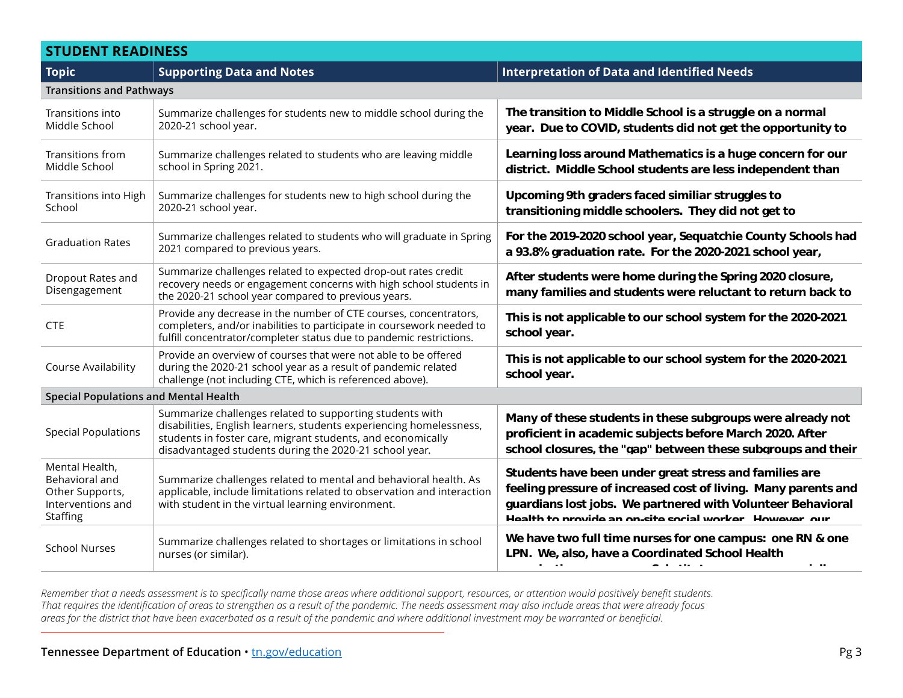## STUDENT READINESS

| Topic | Supporting Data and Notes | Interpretation of Data and Identified Needs |
|---|---|---|
| **Transitions and Pathways** | | |
| Transitions into Middle School | Summarize challenges for students new to middle school during the 2020-21 school year. | **The transition to Middle School is a struggle on a normal year. Due to COVID, students did not get the opportunity to** |
| Transitions from Middle School | Summarize challenges related to students who are leaving middle school in Spring 2021. | **Learning loss around Mathematics is a huge concern for our district. Middle School students are less independent than** |
| Transitions into High School | Summarize challenges for students new to high school during the 2020-21 school year. | **Upcoming 9th graders faced similiar struggles to transitioning middle schoolers. They did not get to** |
| Graduation Rates | Summarize challenges related to students who will graduate in Spring 2021 compared to previous years. | **For the 2019-2020 school year, Sequatchie County Schools had a 93.8% graduation rate. For the 2020-2021 school year,** |
| Dropout Rates and Disengagement | Summarize challenges related to expected drop-out rates credit recovery needs or engagement concerns with high school students in the 2020-21 school year compared to previous years. | **After students were home during the Spring 2020 closure, many families and students were reluctant to return back to** |
| CTE | Provide any decrease in the number of CTE courses, concentrators, completers, and/or inabilities to participate in coursework needed to fulfill concentrator/completer status due to pandemic restrictions. | **This is not applicable to our school system for the 2020-2021 school year.** |
| Course Availability | Provide an overview of courses that were not able to be offered during the 2020-21 school year as a result of pandemic related challenge (not including CTE, which is referenced above). | **This is not applicable to our school system for the 2020-2021 school year.** |
| **Special Populations and Mental Health** | | |
| Special Populations | Summarize challenges related to supporting students with disabilities, English learners, students experiencing homelessness, students in foster care, migrant students, and economically disadvantaged students during the 2020-21 school year. | **Many of these students in these subgroups were already not proficient in academic subjects before March 2020. After school closures, the "gap" between these subgroups and their** |
| Mental Health, Behavioral and Other Supports, Interventions and Staffing | Summarize challenges related to mental and behavioral health. As applicable, include limitations related to observation and interaction with student in the virtual learning environment. | **Students have been under great stress and families are feeling pressure of increased cost of living. Many parents and guardians lost jobs. We partnered with Volunteer Behavioral Health to provide an on-site social worker. However, our** |
| School Nurses | Summarize challenges related to shortages or limitations in school nurses (or similar). | **We have two full time nurses for one campus: one RN & one LPN. We, also, have a Coordinated School Health** |

*Remember that a needs assessment is to specifically name those areas where additional support, resources, or attention would positively benefit students. That requires the identification of areas to strengthen as a result of the pandemic. The needs assessment may also include areas that were already focus areas for the district that have been exacerbated as a result of the pandemic and where additional investment may be warranted or beneficial.*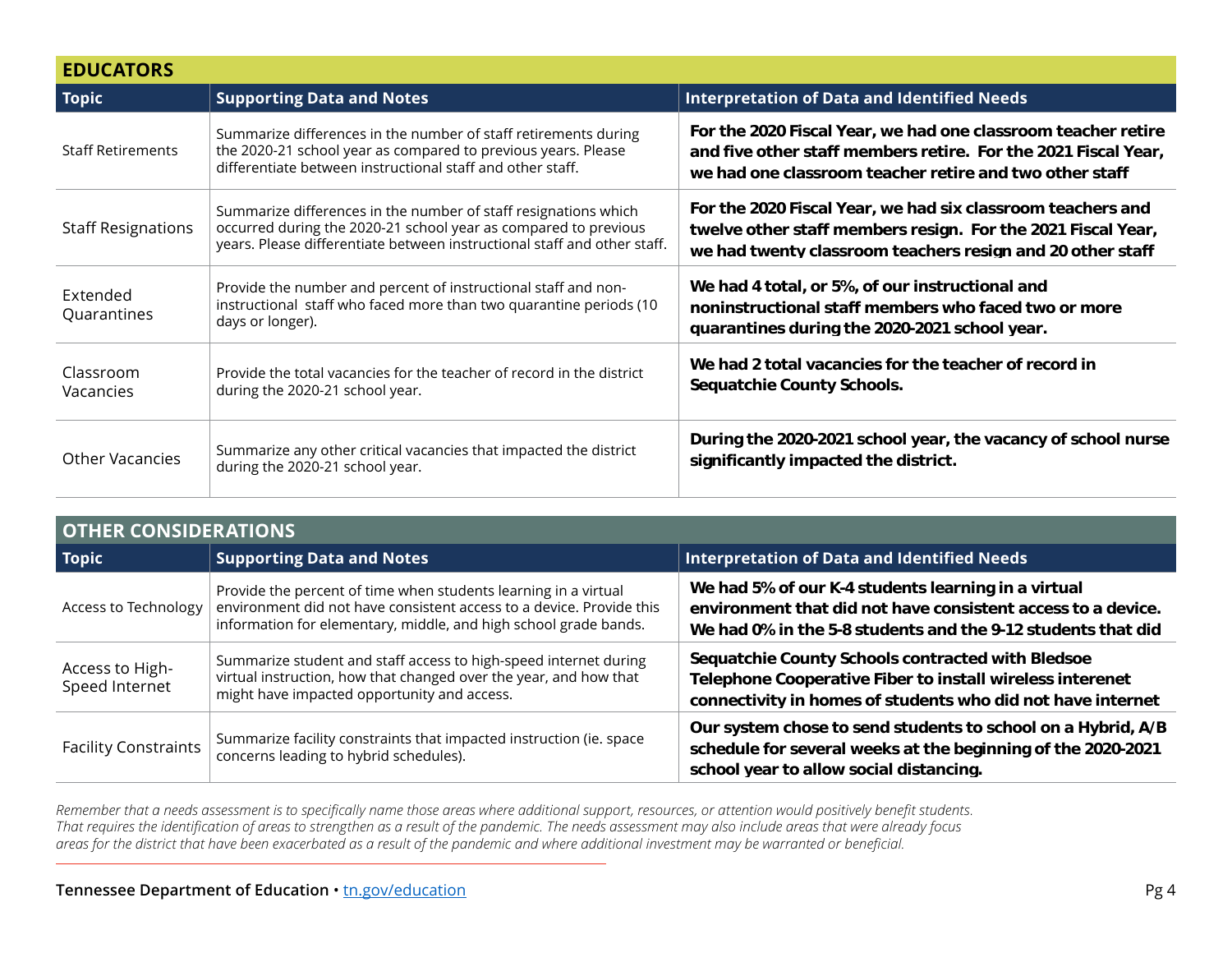## EDUCATORS

| Topic | Supporting Data and Notes | Interpretation of Data and Identified Needs |
|---|---|---|
| Staff Retirements | Summarize differences in the number of staff retirements during the 2020-21 school year as compared to previous years. Please differentiate between instructional staff and other staff. | **For the 2020 Fiscal Year, we had one classroom teacher retire and five other staff members retire. For the 2021 Fiscal Year, we had one classroom teacher retire and two other staff** |
| Staff Resignations | Summarize differences in the number of staff resignations which occurred during the 2020-21 school year as compared to previous years. Please differentiate between instructional staff and other staff. | **For the 2020 Fiscal Year, we had six classroom teachers and twelve other staff members resign. For the 2021 Fiscal Year, we had twenty classroom teachers resign and 20 other staff** |
| Extended Quarantines | Provide the number and percent of instructional staff and non-instructional staff who faced more than two quarantine periods (10 days or longer). | **We had 4 total, or 5%, of our instructional and noninstructional staff members who faced two or more quarantines during the 2020-2021 school year.** |
| Classroom Vacancies | Provide the total vacancies for the teacher of record in the district during the 2020-21 school year. | **We had 2 total vacancies for the teacher of record in Sequatchie County Schools.** |
| Other Vacancies | Summarize any other critical vacancies that impacted the district during the 2020-21 school year. | **During the 2020-2021 school year, the vacancy of school nurse significantly impacted the district.** |

## OTHER CONSIDERATIONS

| Topic | Supporting Data and Notes | Interpretation of Data and Identified Needs |
|---|---|---|
| Access to Technology | Provide the percent of time when students learning in a virtual environment did not have consistent access to a device. Provide this information for elementary, middle, and high school grade bands. | **We had 5% of our K-4 students learning in a virtual environment that did not have consistent access to a device. We had 0% in the 5-8 students and the 9-12 students that did** |
| Access to High-Speed Internet | Summarize student and staff access to high-speed internet during virtual instruction, how that changed over the year, and how that might have impacted opportunity and access. | **Sequatchie County Schools contracted with Bledsoe Telephone Cooperative Fiber to install wireless interenet connectivity in homes of students who did not have internet** |
| Facility Constraints | Summarize facility constraints that impacted instruction (ie. space concerns leading to hybrid schedules). | **Our system chose to send students to school on a Hybrid, A/B schedule for several weeks at the beginning of the 2020-2021 school year to allow social distancing.** |

*Remember that a needs assessment is to specifically name those areas where additional support, resources, or attention would positively benefit students. That requires the identification of areas to strengthen as a result of the pandemic. The needs assessment may also include areas that were already focus areas for the district that have been exacerbated as a result of the pandemic and where additional investment may be warranted or beneficial.*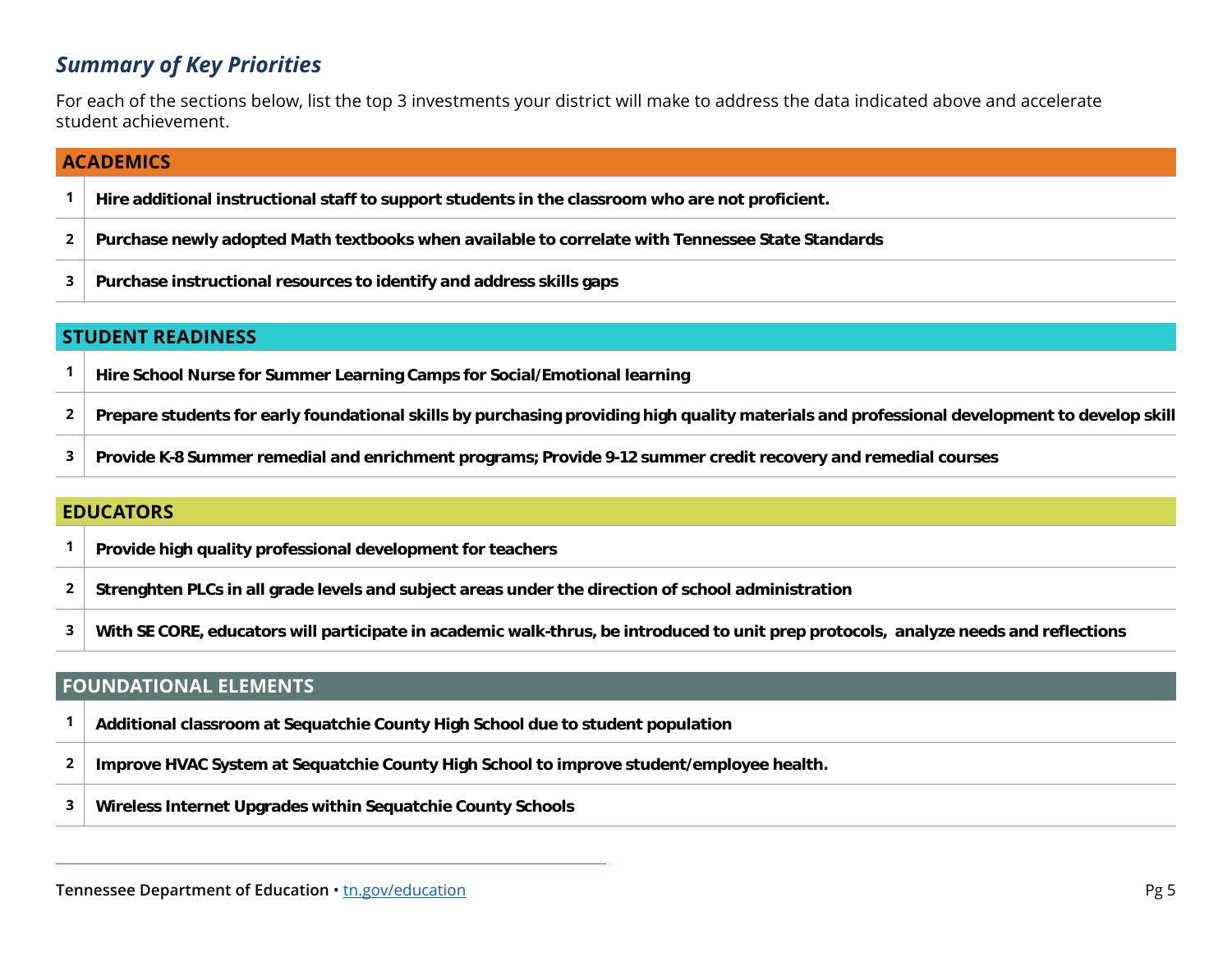## *Summary of Key Priorities*

For each of the sections below, list the top 3 investments your district will make to address the data indicated above and accelerate student achievement.

| ACADEMICS | |
|---|---|
| 1 | **Hire additional instructional staff to support students in the classroom who are not proficient.** |
| 2 | **Purchase newly adopted Math textbooks when available to correlate with Tennessee State Standards** |
| 3 | **Purchase instructional resources to identify and address skills gaps** |

| STUDENT READINESS | |
|---|---|
| 1 | **Hire School Nurse for Summer Learning Camps for Social/Emotional learning** |
| 2 | **Prepare students for early foundational skills by purchasing providing high quality materials and professional development to develop skill** |
| 3 | **Provide K-8 Summer remedial and enrichment programs; Provide 9-12 summer credit recovery and remedial courses** |

| EDUCATORS | |
|---|---|
| 1 | **Provide high quality professional development for teachers** |
| 2 | **Strenghten PLCs in all grade levels and subject areas under the direction of school administration** |
| 3 | **With SE CORE, educators will participate in academic walk-thrus, be introduced to unit prep protocols, analyze needs and reflections** |

| FOUNDATIONAL ELEMENTS | |
|---|---|
| 1 | **Additional classroom at Sequatchie County High School due to student population** |
| 2 | **Improve HVAC System at Sequatchie County High School to improve student/employee health.** |
| 3 | **Wireless Internet Upgrades within Sequatchie County Schools** |